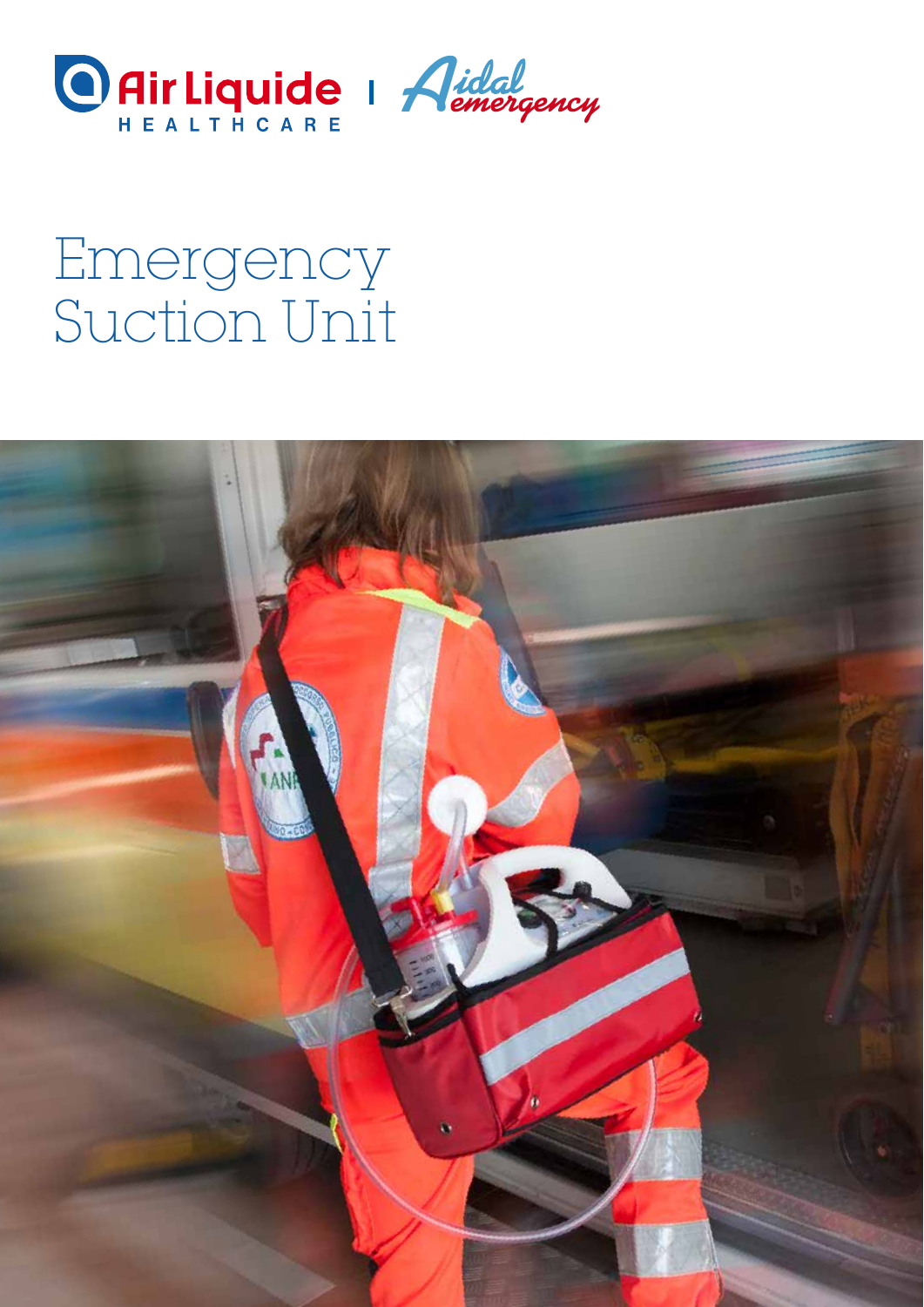Air Liquide HEALTHCARE | Aidal emergency

# Emergency Suction Unit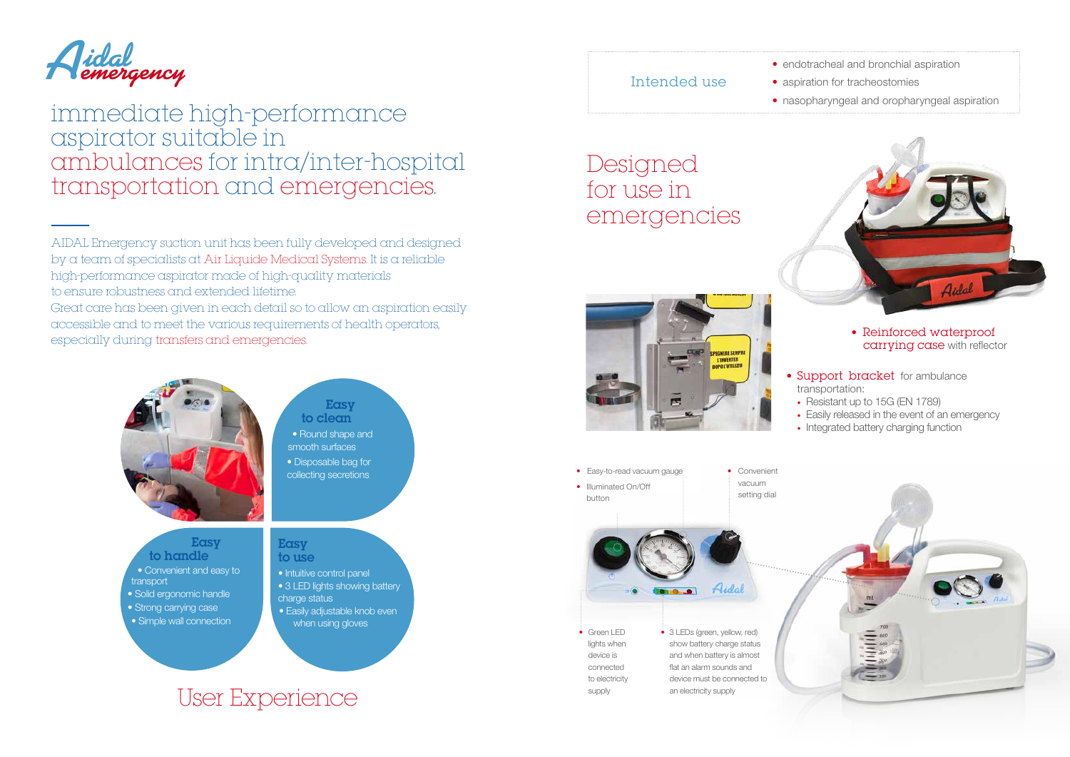# Aidal emergency

## immediate high-performance aspirator suitable in ambulances for intra/inter-hospital transportation and emergencies.

AIDAL Emergency suction unit has been fully developed and designed by a team of specialists at Air Liquide Medical Systems. It is a reliable high-performance aspirator made of high-quality materials to ensure robustness and extended lifetime.

Great care has been given in each detail so to allow an aspiration easily accessible and to meet the various requirements of health operators, especially during transfers and emergencies.

### Easy to clean

- Round shape and smooth surfaces
- Disposable bag for collecting secretions

### Easy to handle

- Convenient and easy to transport
- Solid ergonomic handle
- Strong carrying case
- Simple wall connection

### Easy to use

- Intuitive control panel
- 3 LED lights showing battery charge status
- Easily adjustable knob even when using gloves

## User Experience

### Intended use

- endotracheal and bronchial aspiration
- aspiration for tracheostomies
- nasopharyngeal and oropharyngeal aspiration

## Designed for use in emergencies

- Reinforced waterproof carrying case with reflector

- Support bracket for ambulance transportation:
  - Resistant up to 15G (EN 1789)
  - Easily released in the event of an emergency
  - Integrated battery charging function

- Easy-to-read vacuum gauge
- Illuminated On/Off button
- Convenient vacuum setting dial
- Green LED lights when device is connected to electricity supply
- 3 LEDs (green, yellow, red) show battery charge status and when battery is almost flat an alarm sounds and device must be connected to an electricity supply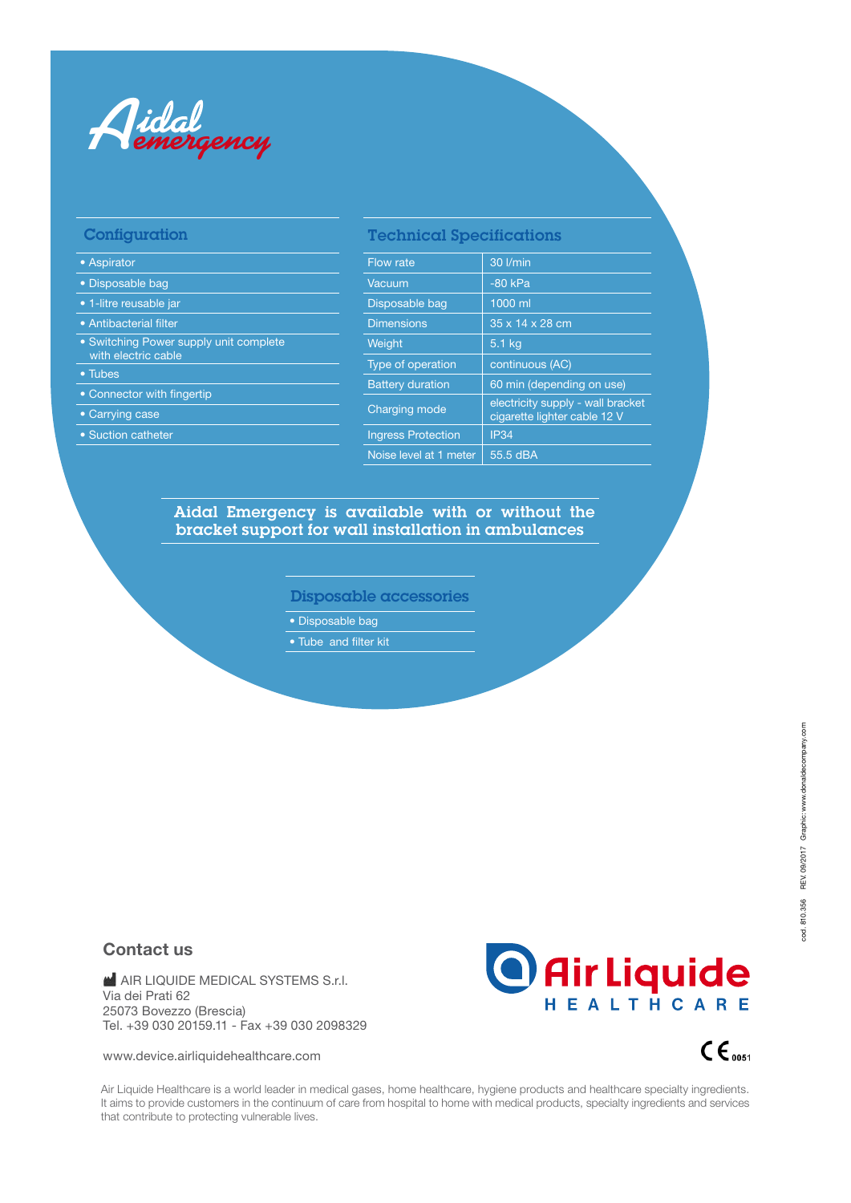# Aidal emergency

## Configuration

- Aspirator
- Disposable bag
- 1-litre reusable jar
- Antibacterial filter
- Switching Power supply unit complete with electric cable
- Tubes
- Connector with fingertip
- Carrying case
- Suction catheter

## Technical Specifications

| | |
|---|---|
| Flow rate | 30 l/min |
| Vacuum | -80 kPa |
| Disposable bag | 1000 ml |
| Dimensions | 35 x 14 x 28 cm |
| Weight | 5.1 kg |
| Type of operation | continuous (AC) |
| Battery duration | 60 min (depending on use) |
| Charging mode | electricity supply - wall bracket cigarette lighter cable 12 V |
| Ingress Protection | IP34 |
| Noise level at 1 meter | 55.5 dBA |

**Aidal Emergency is available with or without the bracket support for wall installation in ambulances**

## Disposable accessories

- Disposable bag
- Tube and filter kit

## Contact us

AIR LIQUIDE MEDICAL SYSTEMS S.r.l.
Via dei Prati 62
25073 Bovezzo (Brescia)
Tel. +39 030 20159.11 - Fax +39 030 2098329

www.device.airliquidehealthcare.com

Air Liquide HEALTHCARE

CE 0051

Air Liquide Healthcare is a world leader in medical gases, home healthcare, hygiene products and healthcare specialty ingredients. It aims to provide customers in the continuum of care from hospital to home with medical products, specialty ingredients and services that contribute to protecting vulnerable lives.

cod. 810.356 REV. 09/2017 Graphic: www.donaldecompany.com